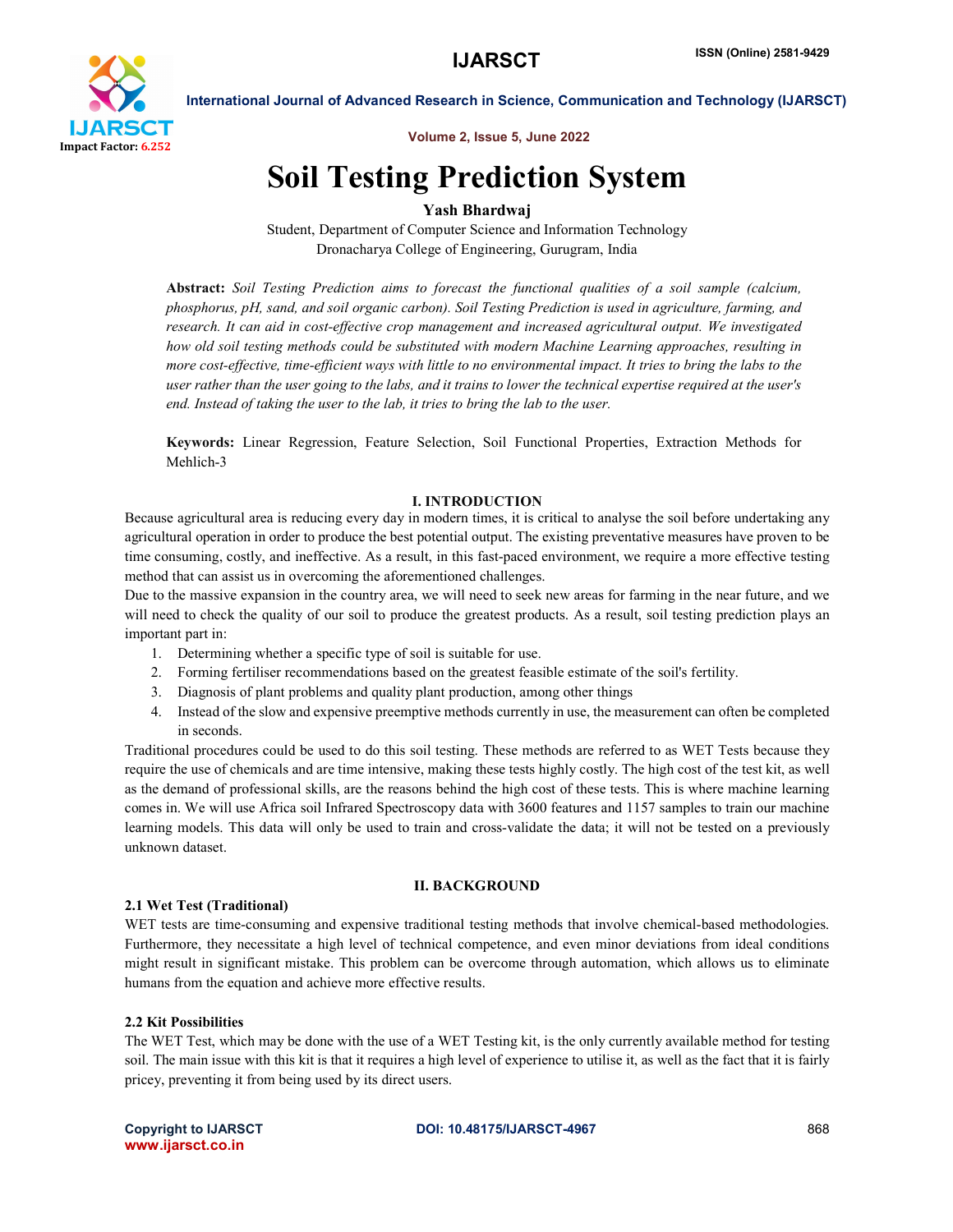# Soil Testing Prediction System

**Yash Bhardwaj**

Student, Department of Computer Science and Information Technology
Dronacharya College of Engineering, Gurugram, India

**Abstract:** *Soil Testing Prediction aims to forecast the functional qualities of a soil sample (calcium, phosphorus, pH, sand, and soil organic carbon). Soil Testing Prediction is used in agriculture, farming, and research. It can aid in cost-effective crop management and increased agricultural output. We investigated how old soil testing methods could be substituted with modern Machine Learning approaches, resulting in more cost-effective, time-efficient ways with little to no environmental impact. It tries to bring the labs to the user rather than the user going to the labs, and it trains to lower the technical expertise required at the user's end. Instead of taking the user to the lab, it tries to bring the lab to the user.*

**Keywords:** Linear Regression, Feature Selection, Soil Functional Properties, Extraction Methods for Mehlich-3

## I. INTRODUCTION

Because agricultural area is reducing every day in modern times, it is critical to analyse the soil before undertaking any agricultural operation in order to produce the best potential output. The existing preventative measures have proven to be time consuming, costly, and ineffective. As a result, in this fast-paced environment, we require a more effective testing method that can assist us in overcoming the aforementioned challenges.

Due to the massive expansion in the country area, we will need to seek new areas for farming in the near future, and we will need to check the quality of our soil to produce the greatest products. As a result, soil testing prediction plays an important part in:

1. Determining whether a specific type of soil is suitable for use.
2. Forming fertiliser recommendations based on the greatest feasible estimate of the soil's fertility.
3. Diagnosis of plant problems and quality plant production, among other things
4. Instead of the slow and expensive preemptive methods currently in use, the measurement can often be completed in seconds.

Traditional procedures could be used to do this soil testing. These methods are referred to as WET Tests because they require the use of chemicals and are time intensive, making these tests highly costly. The high cost of the test kit, as well as the demand of professional skills, are the reasons behind the high cost of these tests. This is where machine learning comes in. We will use Africa soil Infrared Spectroscopy data with 3600 features and 1157 samples to train our machine learning models. This data will only be used to train and cross-validate the data; it will not be tested on a previously unknown dataset.

## II. BACKGROUND

### 2.1 Wet Test (Traditional)

WET tests are time-consuming and expensive traditional testing methods that involve chemical-based methodologies. Furthermore, they necessitate a high level of technical competence, and even minor deviations from ideal conditions might result in significant mistake. This problem can be overcome through automation, which allows us to eliminate humans from the equation and achieve more effective results.

### 2.2 Kit Possibilities

The WET Test, which may be done with the use of a WET Testing kit, is the only currently available method for testing soil. The main issue with this kit is that it requires a high level of experience to utilise it, as well as the fact that it is fairly pricey, preventing it from being used by its direct users.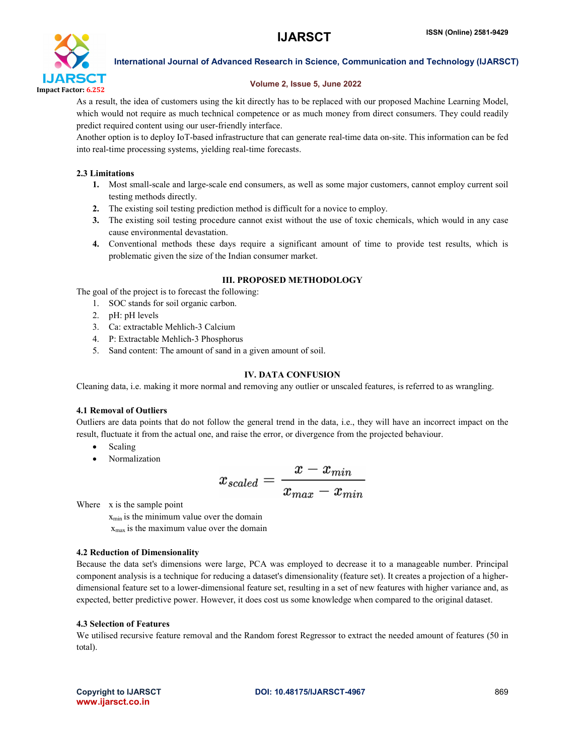As a result, the idea of customers using the kit directly has to be replaced with our proposed Machine Learning Model, which would not require as much technical competence or as much money from direct consumers. They could readily predict required content using our user-friendly interface.

Another option is to deploy IoT-based infrastructure that can generate real-time data on-site. This information can be fed into real-time processing systems, yielding real-time forecasts.

### 2.3 Limitations

1. Most small-scale and large-scale end consumers, as well as some major customers, cannot employ current soil testing methods directly.
2. The existing soil testing prediction method is difficult for a novice to employ.
3. The existing soil testing procedure cannot exist without the use of toxic chemicals, which would in any case cause environmental devastation.
4. Conventional methods these days require a significant amount of time to provide test results, which is problematic given the size of the Indian consumer market.

## III. PROPOSED METHODOLOGY

The goal of the project is to forecast the following:

1. SOC stands for soil organic carbon.
2. pH: pH levels
3. Ca: extractable Mehlich-3 Calcium
4. P: Extractable Mehlich-3 Phosphorus
5. Sand content: The amount of sand in a given amount of soil.

## IV. DATA CONFUSION

Cleaning data, i.e. making it more normal and removing any outlier or unscaled features, is referred to as wrangling.

### 4.1 Removal of Outliers

Outliers are data points that do not follow the general trend in the data, i.e., they will have an incorrect impact on the result, fluctuate it from the actual one, and raise the error, or divergence from the projected behaviour.

- Scaling
- Normalization

$$x_{scaled} = \frac{x - x_{min}}{x_{max} - x_{min}}$$

Where x is the sample point

$x_{min}$ is the minimum value over the domain

$x_{max}$ is the maximum value over the domain

### 4.2 Reduction of Dimensionality

Because the data set's dimensions were large, PCA was employed to decrease it to a manageable number. Principal component analysis is a technique for reducing a dataset's dimensionality (feature set). It creates a projection of a higher-dimensional feature set to a lower-dimensional feature set, resulting in a set of new features with higher variance and, as expected, better predictive power. However, it does cost us some knowledge when compared to the original dataset.

### 4.3 Selection of Features

We utilised recursive feature removal and the Random forest Regressor to extract the needed amount of features (50 in total).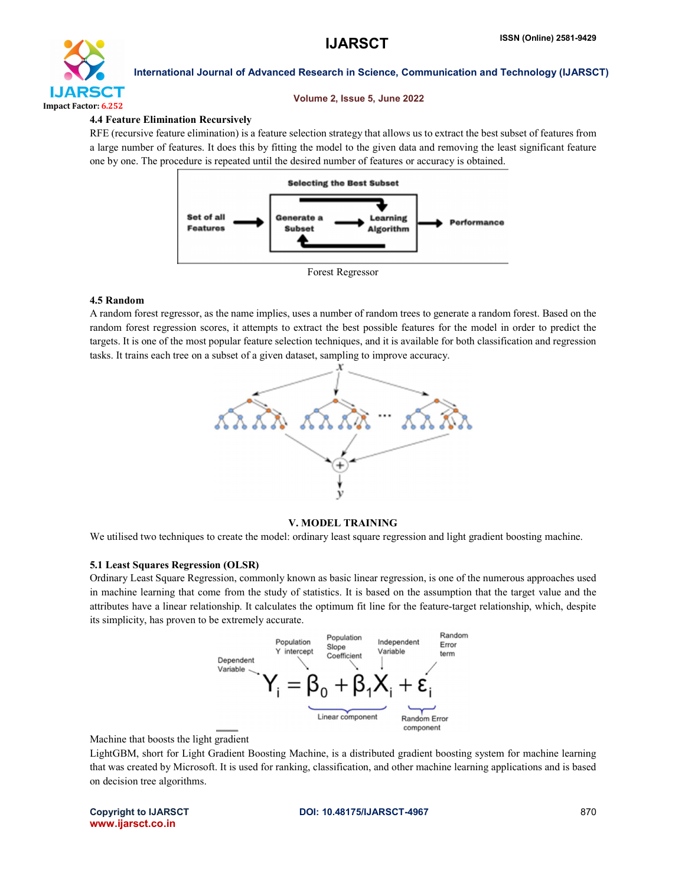### 4.4 Feature Elimination Recursively

RFE (recursive feature elimination) is a feature selection strategy that allows us to extract the best subset of features from a large number of features. It does this by fitting the model to the given data and removing the least significant feature one by one. The procedure is repeated until the desired number of features or accuracy is obtained.

Forest Regressor

### 4.5 Random

A random forest regressor, as the name implies, uses a number of random trees to generate a random forest. Based on the random forest regression scores, it attempts to extract the best possible features for the model in order to predict the targets. It is one of the most popular feature selection techniques, and it is available for both classification and regression tasks. It trains each tree on a subset of a given dataset, sampling to improve accuracy.

## V. MODEL TRAINING

We utilised two techniques to create the model: ordinary least square regression and light gradient boosting machine.

### 5.1 Least Squares Regression (OLSR)

Ordinary Least Square Regression, commonly known as basic linear regression, is one of the numerous approaches used in machine learning that come from the study of statistics. It is based on the assumption that the target value and the attributes have a linear relationship. It calculates the optimum fit line for the feature-target relationship, which, despite its simplicity, has proven to be extremely accurate.

$$Y_i = \beta_0 + \beta_1 X_i + \varepsilon_i$$

Machine that boosts the light gradient

LightGBM, short for Light Gradient Boosting Machine, is a distributed gradient boosting system for machine learning that was created by Microsoft. It is used for ranking, classification, and other machine learning applications and is based on decision tree algorithms.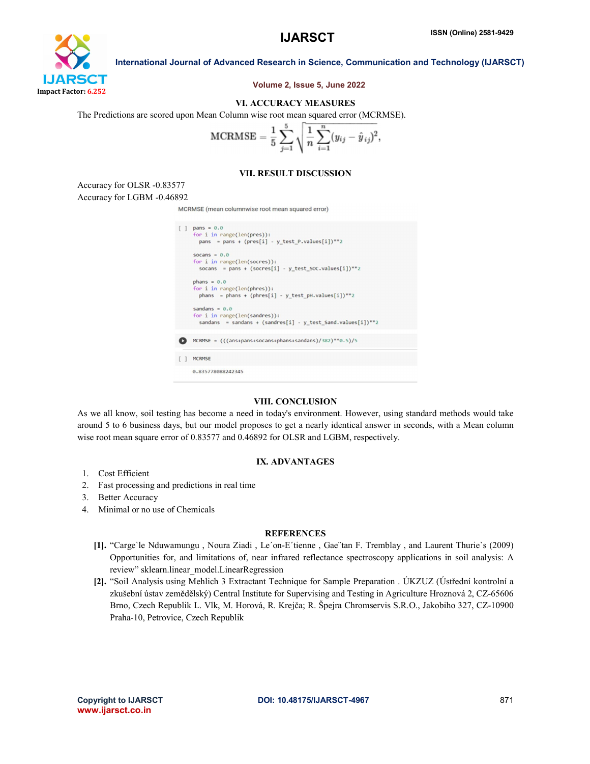## VI. ACCURACY MEASURES

The Predictions are scored upon Mean Column wise root mean squared error (MCRMSE).

$$\text{MCRMSE} = \frac{1}{5}\sum_{j=1}^{5}\sqrt{\frac{1}{n}\sum_{i=1}^{n}(y_{ij} - \hat{y}_{ij})^2},$$

## VII. RESULT DISCUSSION

Accuracy for OLSR -0.83577

Accuracy for LGBM -0.46892

MCRMSE (mean columnwise root mean squared error)

```
pans = 0.0
for i in range(len(pres)):
  pans  = pans + (pres[i] - y_test_P.values[i])**2

socans = 0.0
for i in range(len(socres)):
  socans  = pans + (socres[i] - y_test_SOC.values[i])**2

phans = 0.0
for i in range(len(phres)):
  phans  = phans + (phres[i] - y_test_pH.values[i])**2

sandans = 0.0
for i in range(len(sandres)):
  sandans  = sandans + (sandres[i] - y_test_Sand.values[i])**2
```

```
MCRMSE = (((ans+pans+socans+phans+sandans)/382)**0.5)/5
```

```
MCRMSE
```

```
0.835778088242345
```

## VIII. CONCLUSION

As we all know, soil testing has become a need in today's environment. However, using standard methods would take around 5 to 6 business days, but our model proposes to get a nearly identical answer in seconds, with a Mean column wise root mean square error of 0.83577 and 0.46892 for OLSR and LGBM, respectively.

## IX. ADVANTAGES

1. Cost Efficient
2. Fast processing and predictions in real time
3. Better Accuracy
4. Minimal or no use of Chemicals

## REFERENCES

[1]. "Carge`le Nduwamungu , Noura Ziadi , Le´on-E´tienne , Gae¨tan F. Tremblay , and Laurent Thurie`s (2009) Opportunities for, and limitations of, near infrared reflectance spectroscopy applications in soil analysis: A review" sklearn.linear_model.LinearRegression

[2]. "Soil Analysis using Mehlich 3 Extractant Technique for Sample Preparation . ÚKZUZ (Ústřední kontrolní a zkušební ústav zemědělský) Central Institute for Supervising and Testing in Agriculture Hroznová 2, CZ-65606 Brno, Czech Republik L. Vlk, M. Horová, R. Krejča; R. Špejra Chromservis S.R.O., Jakobiho 327, CZ-10900 Praha-10, Petrovice, Czech Republik